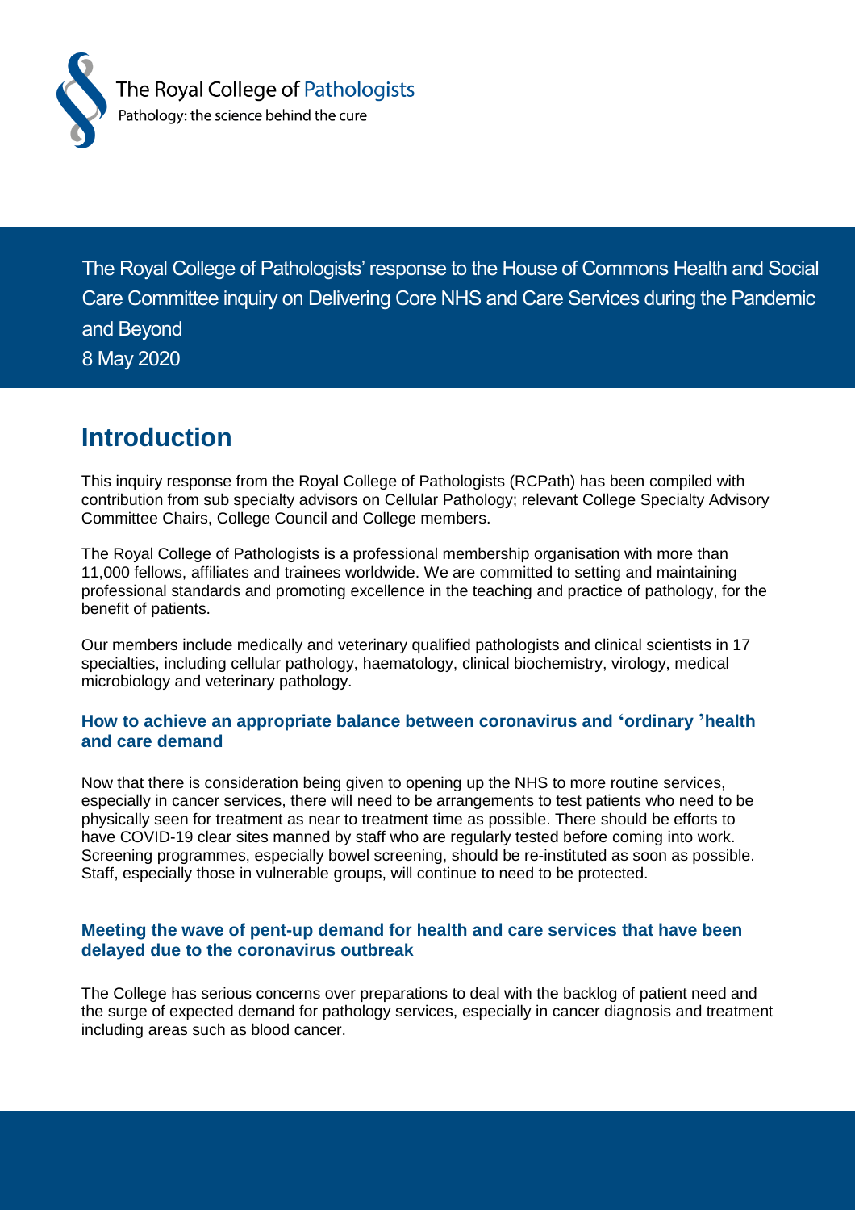The Royal College of Pathologists

Pathology: the science behind the cure

The Royal College of Pathologists' response to the House of Commons Health and Social Care Committee inquiry on Delivering Core NHS and Care Services during the Pandemic and Beyond

8 May 2020

# Introduction

This inquiry response from the Royal College of Pathologists (RCPath) has been compiled with contribution from sub specialty advisors on Cellular Pathology; relevant College Specialty Advisory Committee Chairs, College Council and College members.

The Royal College of Pathologists is a professional membership organisation with more than 11,000 fellows, affiliates and trainees worldwide. We are committed to setting and maintaining professional standards and promoting excellence in the teaching and practice of pathology, for the benefit of patients.

Our members include medically and veterinary qualified pathologists and clinical scientists in 17 specialties, including cellular pathology, haematology, clinical biochemistry, virology, medical microbiology and veterinary pathology.

### How to achieve an appropriate balance between coronavirus and 'ordinary 'health and care demand

Now that there is consideration being given to opening up the NHS to more routine services, especially in cancer services, there will need to be arrangements to test patients who need to be physically seen for treatment as near to treatment time as possible. There should be efforts to have COVID-19 clear sites manned by staff who are regularly tested before coming into work. Screening programmes, especially bowel screening, should be re-instituted as soon as possible. Staff, especially those in vulnerable groups, will continue to need to be protected.

### Meeting the wave of pent-up demand for health and care services that have been delayed due to the coronavirus outbreak

The College has serious concerns over preparations to deal with the backlog of patient need and the surge of expected demand for pathology services, especially in cancer diagnosis and treatment including areas such as blood cancer.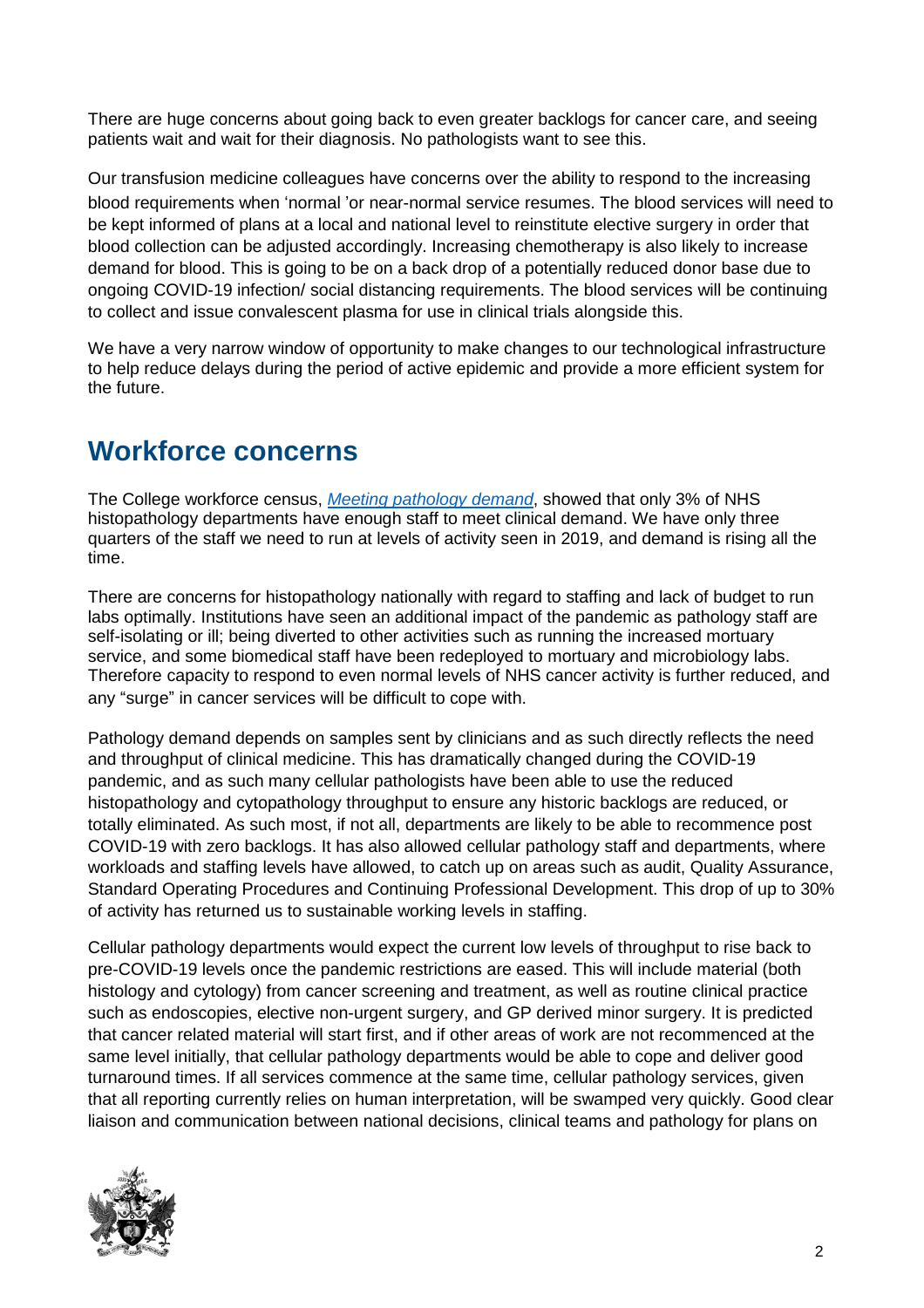There are huge concerns about going back to even greater backlogs for cancer care, and seeing patients wait and wait for their diagnosis. No pathologists want to see this.

Our transfusion medicine colleagues have concerns over the ability to respond to the increasing blood requirements when 'normal 'or near-normal service resumes. The blood services will need to be kept informed of plans at a local and national level to reinstitute elective surgery in order that blood collection can be adjusted accordingly. Increasing chemotherapy is also likely to increase demand for blood. This is going to be on a back drop of a potentially reduced donor base due to ongoing COVID-19 infection/ social distancing requirements. The blood services will be continuing to collect and issue convalescent plasma for use in clinical trials alongside this.

We have a very narrow window of opportunity to make changes to our technological infrastructure to help reduce delays during the period of active epidemic and provide a more efficient system for the future.

## Workforce concerns

The College workforce census, *Meeting pathology demand*, showed that only 3% of NHS histopathology departments have enough staff to meet clinical demand. We have only three quarters of the staff we need to run at levels of activity seen in 2019, and demand is rising all the time.

There are concerns for histopathology nationally with regard to staffing and lack of budget to run labs optimally. Institutions have seen an additional impact of the pandemic as pathology staff are self-isolating or ill; being diverted to other activities such as running the increased mortuary service, and some biomedical staff have been redeployed to mortuary and microbiology labs. Therefore capacity to respond to even normal levels of NHS cancer activity is further reduced, and any "surge" in cancer services will be difficult to cope with.

Pathology demand depends on samples sent by clinicians and as such directly reflects the need and throughput of clinical medicine. This has dramatically changed during the COVID-19 pandemic, and as such many cellular pathologists have been able to use the reduced histopathology and cytopathology throughput to ensure any historic backlogs are reduced, or totally eliminated. As such most, if not all, departments are likely to be able to recommence post COVID-19 with zero backlogs. It has also allowed cellular pathology staff and departments, where workloads and staffing levels have allowed, to catch up on areas such as audit, Quality Assurance, Standard Operating Procedures and Continuing Professional Development. This drop of up to 30% of activity has returned us to sustainable working levels in staffing.

Cellular pathology departments would expect the current low levels of throughput to rise back to pre-COVID-19 levels once the pandemic restrictions are eased. This will include material (both histology and cytology) from cancer screening and treatment, as well as routine clinical practice such as endoscopies, elective non-urgent surgery, and GP derived minor surgery. It is predicted that cancer related material will start first, and if other areas of work are not recommenced at the same level initially, that cellular pathology departments would be able to cope and deliver good turnaround times. If all services commence at the same time, cellular pathology services, given that all reporting currently relies on human interpretation, will be swamped very quickly. Good clear liaison and communication between national decisions, clinical teams and pathology for plans on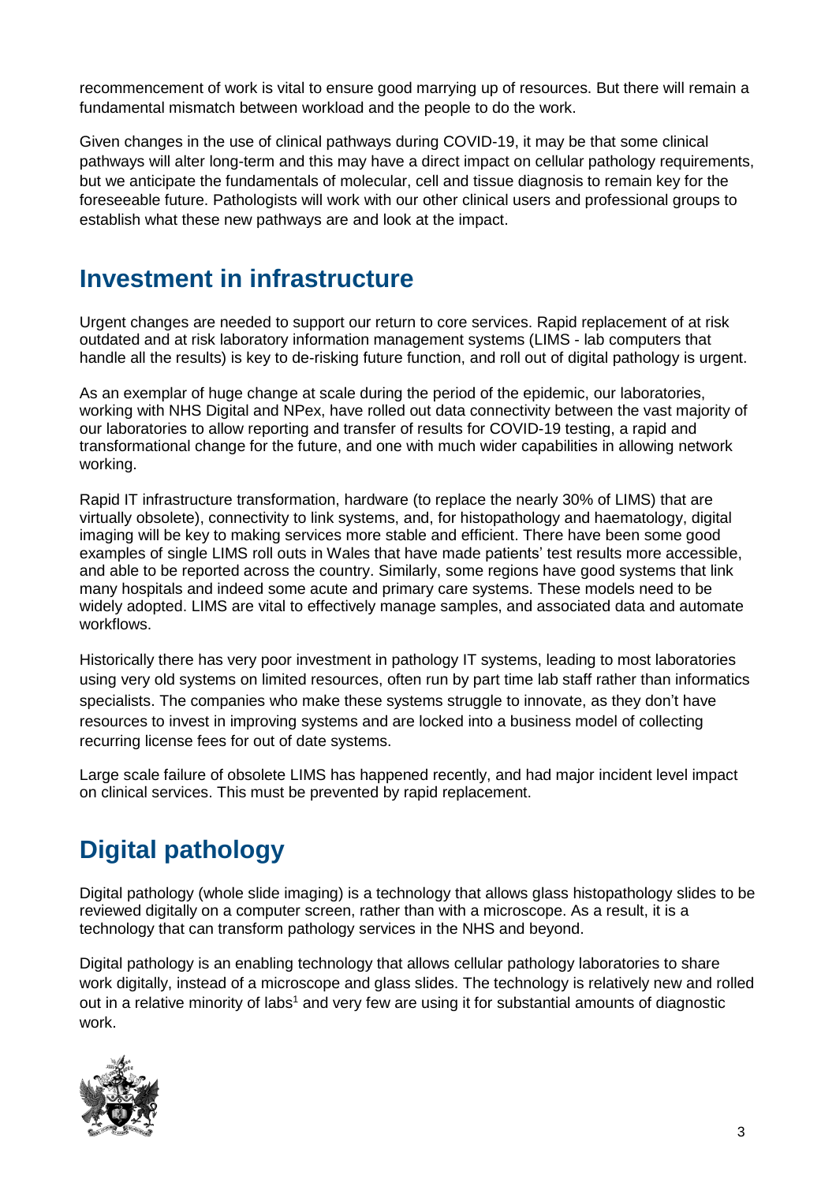recommencement of work is vital to ensure good marrying up of resources. But there will remain a fundamental mismatch between workload and the people to do the work.

Given changes in the use of clinical pathways during COVID-19, it may be that some clinical pathways will alter long-term and this may have a direct impact on cellular pathology requirements, but we anticipate the fundamentals of molecular, cell and tissue diagnosis to remain key for the foreseeable future. Pathologists will work with our other clinical users and professional groups to establish what these new pathways are and look at the impact.

## Investment in infrastructure

Urgent changes are needed to support our return to core services. Rapid replacement of at risk outdated and at risk laboratory information management systems (LIMS - lab computers that handle all the results) is key to de-risking future function, and roll out of digital pathology is urgent.

As an exemplar of huge change at scale during the period of the epidemic, our laboratories, working with NHS Digital and NPex, have rolled out data connectivity between the vast majority of our laboratories to allow reporting and transfer of results for COVID-19 testing, a rapid and transformational change for the future, and one with much wider capabilities in allowing network working.

Rapid IT infrastructure transformation, hardware (to replace the nearly 30% of LIMS) that are virtually obsolete), connectivity to link systems, and, for histopathology and haematology, digital imaging will be key to making services more stable and efficient. There have been some good examples of single LIMS roll outs in Wales that have made patients' test results more accessible, and able to be reported across the country. Similarly, some regions have good systems that link many hospitals and indeed some acute and primary care systems. These models need to be widely adopted. LIMS are vital to effectively manage samples, and associated data and automate workflows.

Historically there has very poor investment in pathology IT systems, leading to most laboratories using very old systems on limited resources, often run by part time lab staff rather than informatics specialists. The companies who make these systems struggle to innovate, as they don't have resources to invest in improving systems and are locked into a business model of collecting recurring license fees for out of date systems.

Large scale failure of obsolete LIMS has happened recently, and had major incident level impact on clinical services. This must be prevented by rapid replacement.

## Digital pathology

Digital pathology (whole slide imaging) is a technology that allows glass histopathology slides to be reviewed digitally on a computer screen, rather than with a microscope. As a result, it is a technology that can transform pathology services in the NHS and beyond.

Digital pathology is an enabling technology that allows cellular pathology laboratories to share work digitally, instead of a microscope and glass slides. The technology is relatively new and rolled out in a relative minority of labs[1] and very few are using it for substantial amounts of diagnostic work.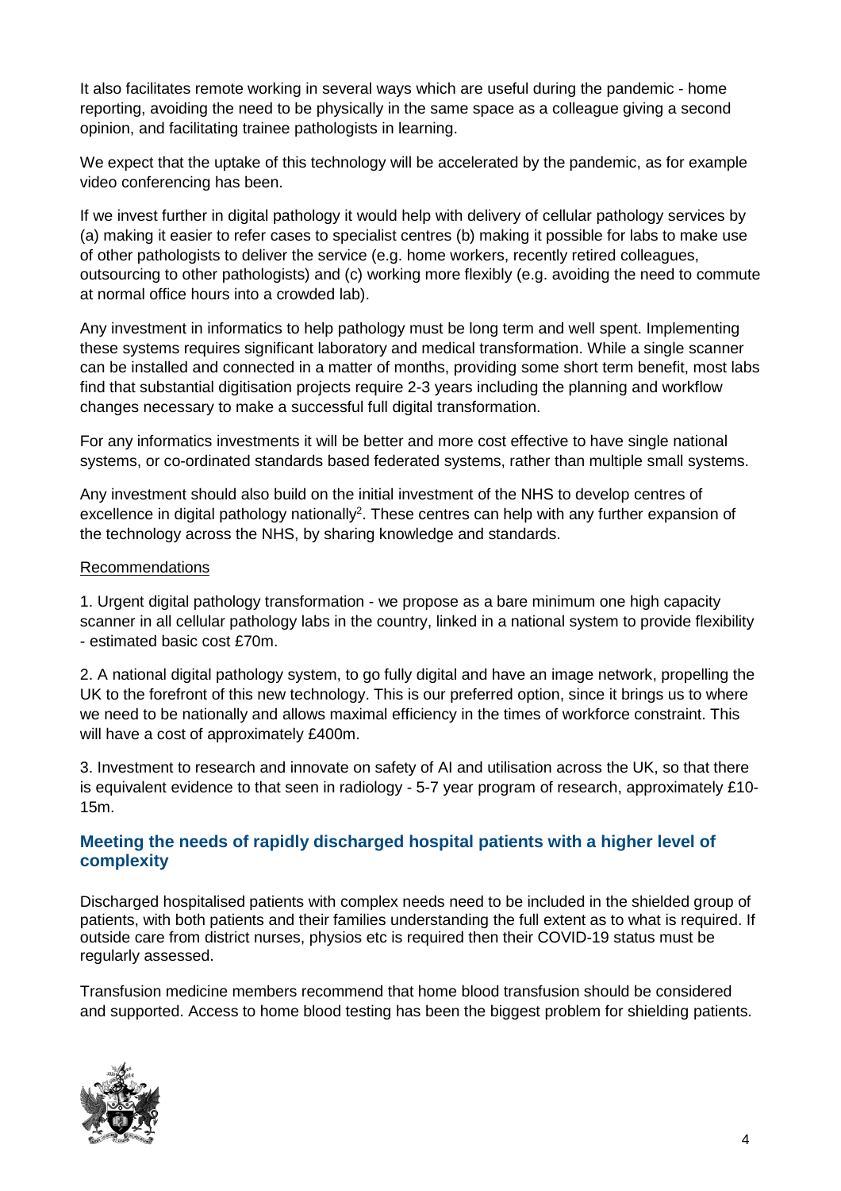It also facilitates remote working in several ways which are useful during the pandemic - home reporting, avoiding the need to be physically in the same space as a colleague giving a second opinion, and facilitating trainee pathologists in learning.

We expect that the uptake of this technology will be accelerated by the pandemic, as for example video conferencing has been.

If we invest further in digital pathology it would help with delivery of cellular pathology services by (a) making it easier to refer cases to specialist centres (b) making it possible for labs to make use of other pathologists to deliver the service (e.g. home workers, recently retired colleagues, outsourcing to other pathologists) and (c) working more flexibly (e.g. avoiding the need to commute at normal office hours into a crowded lab).

Any investment in informatics to help pathology must be long term and well spent. Implementing these systems requires significant laboratory and medical transformation. While a single scanner can be installed and connected in a matter of months, providing some short term benefit, most labs find that substantial digitisation projects require 2-3 years including the planning and workflow changes necessary to make a successful full digital transformation.

For any informatics investments it will be better and more cost effective to have single national systems, or co-ordinated standards based federated systems, rather than multiple small systems.

Any investment should also build on the initial investment of the NHS to develop centres of excellence in digital pathology nationally[2]. These centres can help with any further expansion of the technology across the NHS, by sharing knowledge and standards.

Recommendations

1. Urgent digital pathology transformation - we propose as a bare minimum one high capacity scanner in all cellular pathology labs in the country, linked in a national system to provide flexibility - estimated basic cost £70m.

2. A national digital pathology system, to go fully digital and have an image network, propelling the UK to the forefront of this new technology. This is our preferred option, since it brings us to where we need to be nationally and allows maximal efficiency in the times of workforce constraint. This will have a cost of approximately £400m.

3. Investment to research and innovate on safety of AI and utilisation across the UK, so that there is equivalent evidence to that seen in radiology - 5-7 year program of research, approximately £10-15m.

## Meeting the needs of rapidly discharged hospital patients with a higher level of complexity

Discharged hospitalised patients with complex needs need to be included in the shielded group of patients, with both patients and their families understanding the full extent as to what is required. If outside care from district nurses, physios etc is required then their COVID-19 status must be regularly assessed.

Transfusion medicine members recommend that home blood transfusion should be considered and supported. Access to home blood testing has been the biggest problem for shielding patients.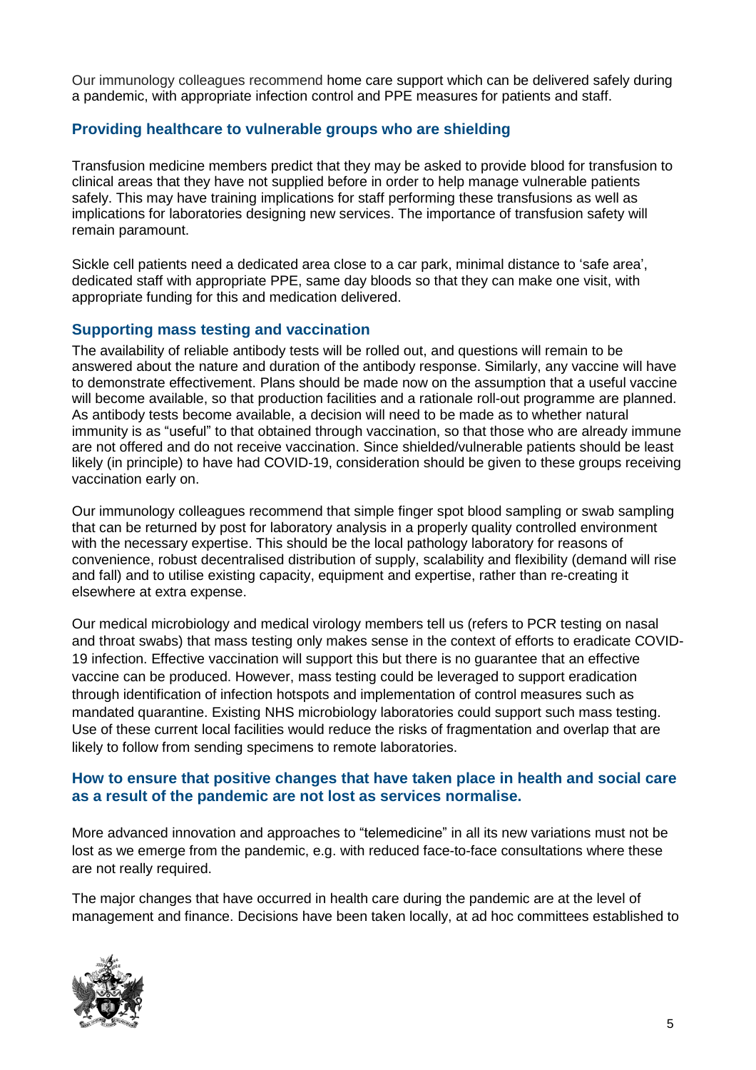Our immunology colleagues recommend home care support which can be delivered safely during a pandemic, with appropriate infection control and PPE measures for patients and staff.

## Providing healthcare to vulnerable groups who are shielding

Transfusion medicine members predict that they may be asked to provide blood for transfusion to clinical areas that they have not supplied before in order to help manage vulnerable patients safely. This may have training implications for staff performing these transfusions as well as implications for laboratories designing new services. The importance of transfusion safety will remain paramount.

Sickle cell patients need a dedicated area close to a car park, minimal distance to 'safe area', dedicated staff with appropriate PPE, same day bloods so that they can make one visit, with appropriate funding for this and medication delivered.

## Supporting mass testing and vaccination

The availability of reliable antibody tests will be rolled out, and questions will remain to be answered about the nature and duration of the antibody response. Similarly, any vaccine will have to demonstrate effectivement. Plans should be made now on the assumption that a useful vaccine will become available, so that production facilities and a rationale roll-out programme are planned. As antibody tests become available, a decision will need to be made as to whether natural immunity is as "useful" to that obtained through vaccination, so that those who are already immune are not offered and do not receive vaccination. Since shielded/vulnerable patients should be least likely (in principle) to have had COVID-19, consideration should be given to these groups receiving vaccination early on.

Our immunology colleagues recommend that simple finger spot blood sampling or swab sampling that can be returned by post for laboratory analysis in a properly quality controlled environment with the necessary expertise. This should be the local pathology laboratory for reasons of convenience, robust decentralised distribution of supply, scalability and flexibility (demand will rise and fall) and to utilise existing capacity, equipment and expertise, rather than re-creating it elsewhere at extra expense.

Our medical microbiology and medical virology members tell us (refers to PCR testing on nasal and throat swabs) that mass testing only makes sense in the context of efforts to eradicate COVID-19 infection. Effective vaccination will support this but there is no guarantee that an effective vaccine can be produced. However, mass testing could be leveraged to support eradication through identification of infection hotspots and implementation of control measures such as mandated quarantine. Existing NHS microbiology laboratories could support such mass testing. Use of these current local facilities would reduce the risks of fragmentation and overlap that are likely to follow from sending specimens to remote laboratories.

## How to ensure that positive changes that have taken place in health and social care as a result of the pandemic are not lost as services normalise.

More advanced innovation and approaches to "telemedicine" in all its new variations must not be lost as we emerge from the pandemic, e.g. with reduced face-to-face consultations where these are not really required.

The major changes that have occurred in health care during the pandemic are at the level of management and finance. Decisions have been taken locally, at ad hoc committees established to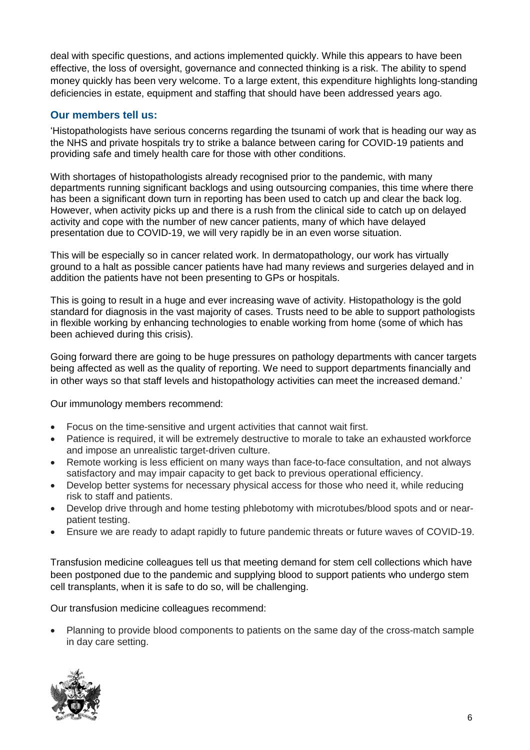deal with specific questions, and actions implemented quickly. While this appears to have been effective, the loss of oversight, governance and connected thinking is a risk. The ability to spend money quickly has been very welcome. To a large extent, this expenditure highlights long-standing deficiencies in estate, equipment and staffing that should have been addressed years ago.

### Our members tell us:

'Histopathologists have serious concerns regarding the tsunami of work that is heading our way as the NHS and private hospitals try to strike a balance between caring for COVID-19 patients and providing safe and timely health care for those with other conditions.

With shortages of histopathologists already recognised prior to the pandemic, with many departments running significant backlogs and using outsourcing companies, this time where there has been a significant down turn in reporting has been used to catch up and clear the back log. However, when activity picks up and there is a rush from the clinical side to catch up on delayed activity and cope with the number of new cancer patients, many of which have delayed presentation due to COVID-19, we will very rapidly be in an even worse situation.

This will be especially so in cancer related work. In dermatopathology, our work has virtually ground to a halt as possible cancer patients have had many reviews and surgeries delayed and in addition the patients have not been presenting to GPs or hospitals.

This is going to result in a huge and ever increasing wave of activity. Histopathology is the gold standard for diagnosis in the vast majority of cases. Trusts need to be able to support pathologists in flexible working by enhancing technologies to enable working from home (some of which has been achieved during this crisis).

Going forward there are going to be huge pressures on pathology departments with cancer targets being affected as well as the quality of reporting. We need to support departments financially and in other ways so that staff levels and histopathology activities can meet the increased demand.'

Our immunology members recommend:

- Focus on the time-sensitive and urgent activities that cannot wait first.
- Patience is required, it will be extremely destructive to morale to take an exhausted workforce and impose an unrealistic target-driven culture.
- Remote working is less efficient on many ways than face-to-face consultation, and not always satisfactory and may impair capacity to get back to previous operational efficiency.
- Develop better systems for necessary physical access for those who need it, while reducing risk to staff and patients.
- Develop drive through and home testing phlebotomy with microtubes/blood spots and or near-patient testing.
- Ensure we are ready to adapt rapidly to future pandemic threats or future waves of COVID-19.

Transfusion medicine colleagues tell us that meeting demand for stem cell collections which have been postponed due to the pandemic and supplying blood to support patients who undergo stem cell transplants, when it is safe to do so, will be challenging.

Our transfusion medicine colleagues recommend:

- Planning to provide blood components to patients on the same day of the cross-match sample in day care setting.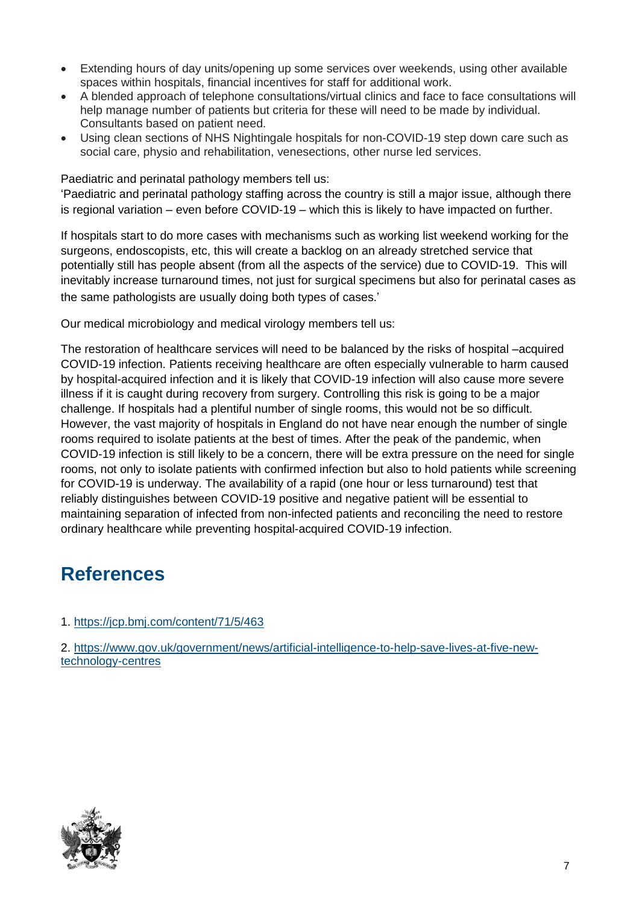- Extending hours of day units/opening up some services over weekends, using other available spaces within hospitals, financial incentives for staff for additional work.
- A blended approach of telephone consultations/virtual clinics and face to face consultations will help manage number of patients but criteria for these will need to be made by individual. Consultants based on patient need.
- Using clean sections of NHS Nightingale hospitals for non-COVID-19 step down care such as social care, physio and rehabilitation, venesections, other nurse led services.

Paediatric and perinatal pathology members tell us:
'Paediatric and perinatal pathology staffing across the country is still a major issue, although there is regional variation – even before COVID-19 – which this is likely to have impacted on further.

If hospitals start to do more cases with mechanisms such as working list weekend working for the surgeons, endoscopists, etc, this will create a backlog on an already stretched service that potentially still has people absent (from all the aspects of the service) due to COVID-19. This will inevitably increase turnaround times, not just for surgical specimens but also for perinatal cases as the same pathologists are usually doing both types of cases.'

Our medical microbiology and medical virology members tell us:

The restoration of healthcare services will need to be balanced by the risks of hospital –acquired COVID-19 infection. Patients receiving healthcare are often especially vulnerable to harm caused by hospital-acquired infection and it is likely that COVID-19 infection will also cause more severe illness if it is caught during recovery from surgery. Controlling this risk is going to be a major challenge. If hospitals had a plentiful number of single rooms, this would not be so difficult. However, the vast majority of hospitals in England do not have near enough the number of single rooms required to isolate patients at the best of times. After the peak of the pandemic, when COVID-19 infection is still likely to be a concern, there will be extra pressure on the need for single rooms, not only to isolate patients with confirmed infection but also to hold patients while screening for COVID-19 is underway. The availability of a rapid (one hour or less turnaround) test that reliably distinguishes between COVID-19 positive and negative patient will be essential to maintaining separation of infected from non-infected patients and reconciling the need to restore ordinary healthcare while preventing hospital-acquired COVID-19 infection.

# References

1. https://jcp.bmj.com/content/71/5/463

2. https://www.gov.uk/government/news/artificial-intelligence-to-help-save-lives-at-five-new-technology-centres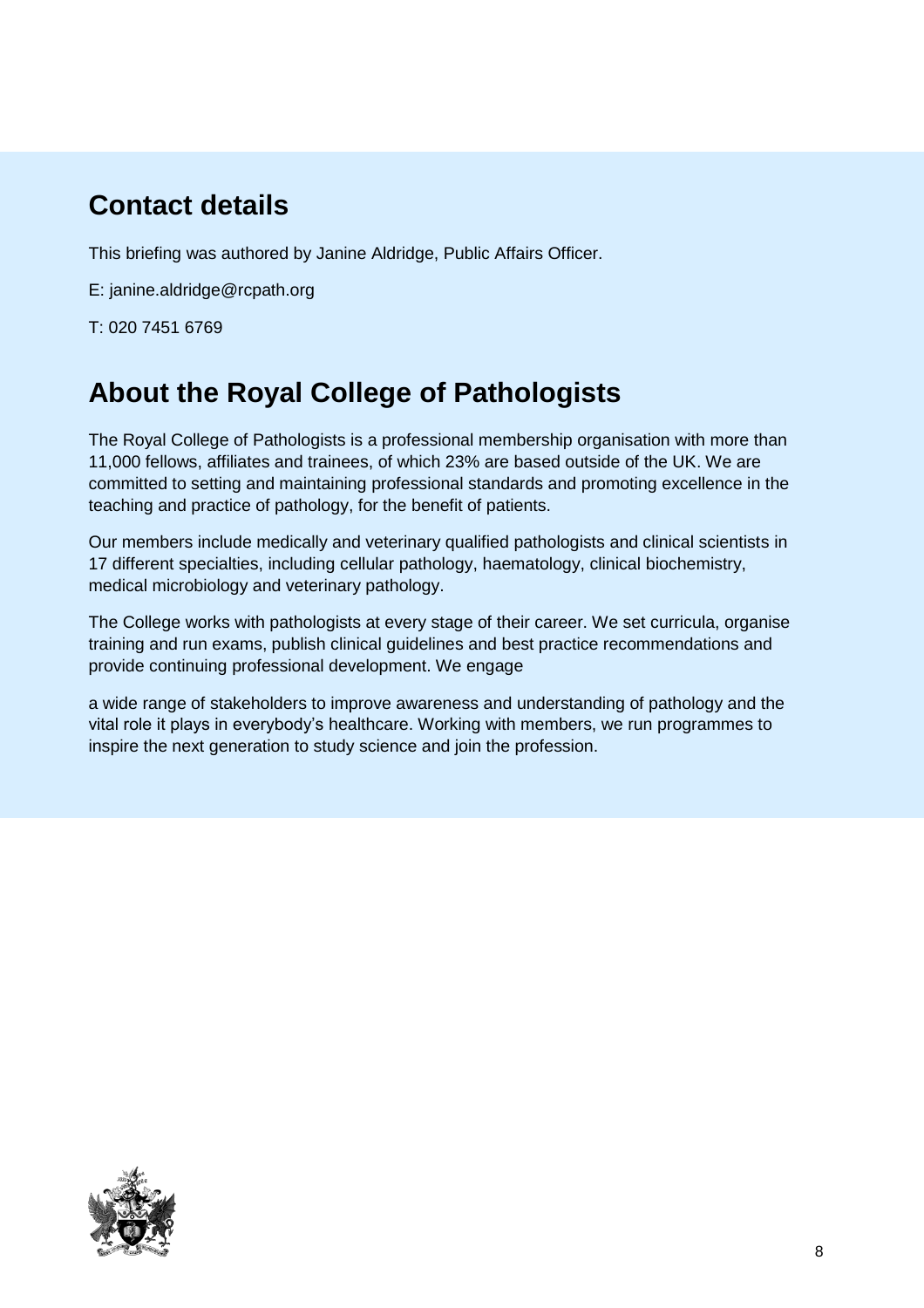## Contact details

This briefing was authored by Janine Aldridge, Public Affairs Officer.

E: janine.aldridge@rcpath.org

T: 020 7451 6769

## About the Royal College of Pathologists

The Royal College of Pathologists is a professional membership organisation with more than 11,000 fellows, affiliates and trainees, of which 23% are based outside of the UK. We are committed to setting and maintaining professional standards and promoting excellence in the teaching and practice of pathology, for the benefit of patients.

Our members include medically and veterinary qualified pathologists and clinical scientists in 17 different specialties, including cellular pathology, haematology, clinical biochemistry, medical microbiology and veterinary pathology.

The College works with pathologists at every stage of their career. We set curricula, organise training and run exams, publish clinical guidelines and best practice recommendations and provide continuing professional development. We engage

a wide range of stakeholders to improve awareness and understanding of pathology and the vital role it plays in everybody's healthcare. Working with members, we run programmes to inspire the next generation to study science and join the profession.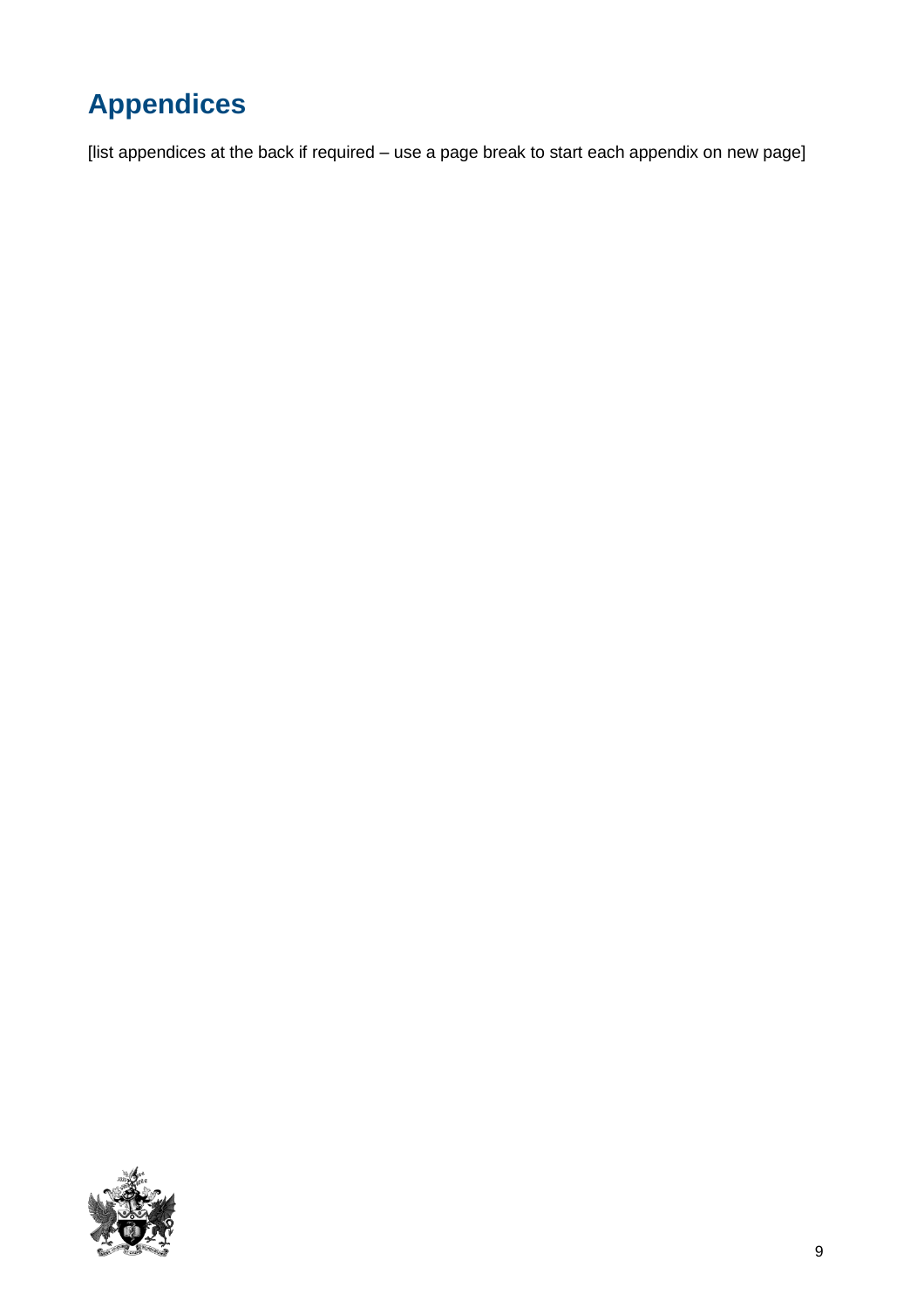# Appendices

[list appendices at the back if required – use a page break to start each appendix on new page]